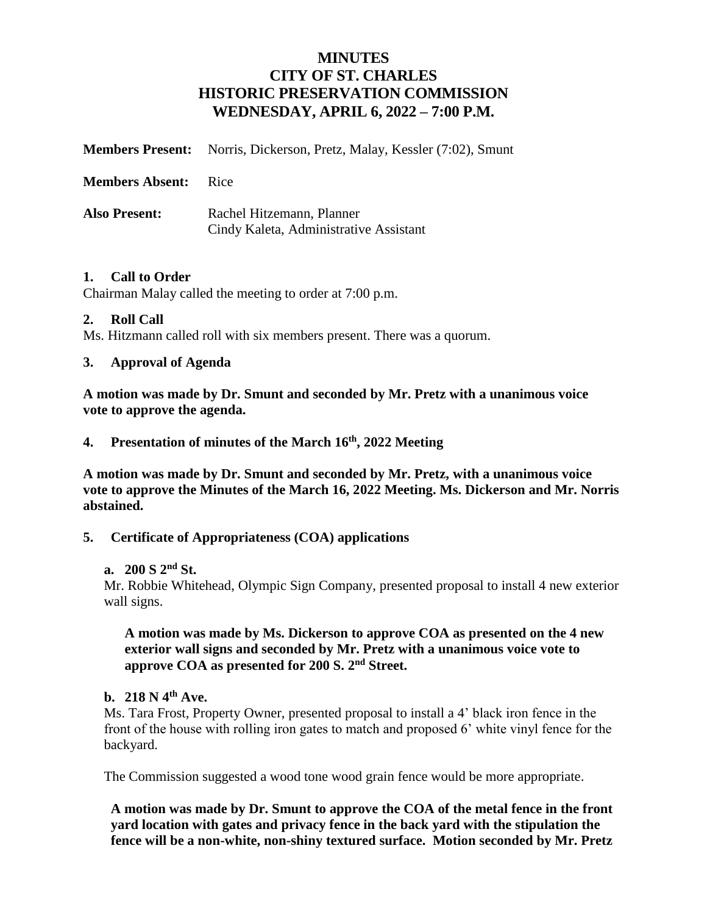# MINUTES
# CITY OF ST. CHARLES
# HISTORIC PRESERVATION COMMISSION
# WEDNESDAY, APRIL 6, 2022 – 7:00 P.M.

**Members Present:** Norris, Dickerson, Pretz, Malay, Kessler (7:02), Smunt

**Members Absent:** Rice

**Also Present:** Rachel Hitzemann, Planner
Cindy Kaleta, Administrative Assistant

### 1. Call to Order

Chairman Malay called the meeting to order at 7:00 p.m.

### 2. Roll Call

Ms. Hitzmann called roll with six members present. There was a quorum.

### 3. Approval of Agenda

**A motion was made by Dr. Smunt and seconded by Mr. Pretz with a unanimous voice vote to approve the agenda.**

### 4. Presentation of minutes of the March 16th, 2022 Meeting

**A motion was made by Dr. Smunt and seconded by Mr. Pretz, with a unanimous voice vote to approve the Minutes of the March 16, 2022 Meeting. Ms. Dickerson and Mr. Norris abstained.**

### 5. Certificate of Appropriateness (COA) applications

#### a. 200 S 2nd St.

Mr. Robbie Whitehead, Olympic Sign Company, presented proposal to install 4 new exterior wall signs.

**A motion was made by Ms. Dickerson to approve COA as presented on the 4 new exterior wall signs and seconded by Mr. Pretz with a unanimous voice vote to approve COA as presented for 200 S. 2nd Street.**

#### b. 218 N 4th Ave.

Ms. Tara Frost, Property Owner, presented proposal to install a 4' black iron fence in the front of the house with rolling iron gates to match and proposed 6' white vinyl fence for the backyard.

The Commission suggested a wood tone wood grain fence would be more appropriate.

**A motion was made by Dr. Smunt to approve the COA of the metal fence in the front yard location with gates and privacy fence in the back yard with the stipulation the fence will be a non-white, non-shiny textured surface. Motion seconded by Mr. Pretz**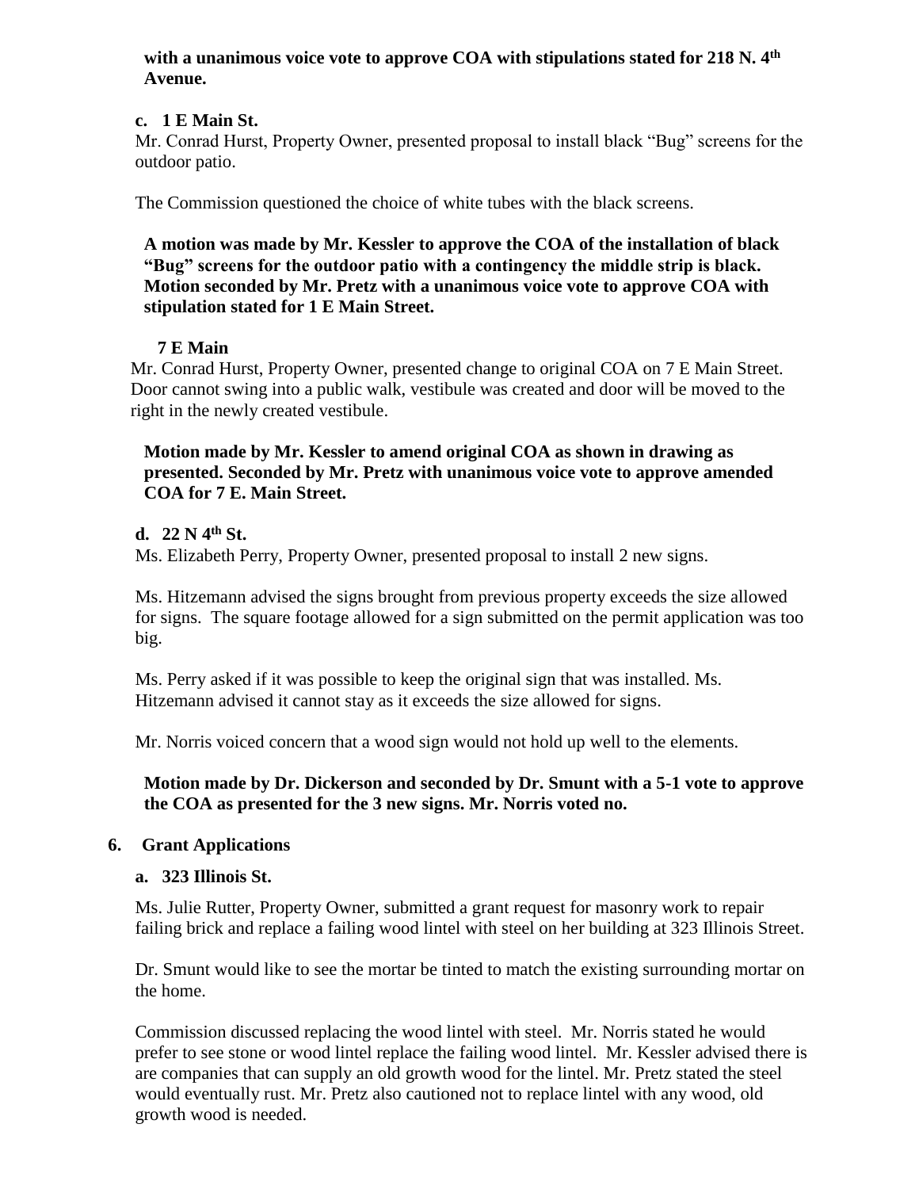**with a unanimous voice vote to approve COA with stipulations stated for 218 N. 4th Avenue.**

**c. 1 E Main St.**

Mr. Conrad Hurst, Property Owner, presented proposal to install black "Bug" screens for the outdoor patio.

The Commission questioned the choice of white tubes with the black screens.

**A motion was made by Mr. Kessler to approve the COA of the installation of black "Bug" screens for the outdoor patio with a contingency the middle strip is black. Motion seconded by Mr. Pretz with a unanimous voice vote to approve COA with stipulation stated for 1 E Main Street.**

**7 E Main**

Mr. Conrad Hurst, Property Owner, presented change to original COA on 7 E Main Street. Door cannot swing into a public walk, vestibule was created and door will be moved to the right in the newly created vestibule.

**Motion made by Mr. Kessler to amend original COA as shown in drawing as presented. Seconded by Mr. Pretz with unanimous voice vote to approve amended COA for 7 E. Main Street.**

**d. 22 N 4th St.**

Ms. Elizabeth Perry, Property Owner, presented proposal to install 2 new signs.

Ms. Hitzemann advised the signs brought from previous property exceeds the size allowed for signs. The square footage allowed for a sign submitted on the permit application was too big.

Ms. Perry asked if it was possible to keep the original sign that was installed. Ms. Hitzemann advised it cannot stay as it exceeds the size allowed for signs.

Mr. Norris voiced concern that a wood sign would not hold up well to the elements.

**Motion made by Dr. Dickerson and seconded by Dr. Smunt with a 5-1 vote to approve the COA as presented for the 3 new signs. Mr. Norris voted no.**

**6. Grant Applications**

**a. 323 Illinois St.**

Ms. Julie Rutter, Property Owner, submitted a grant request for masonry work to repair failing brick and replace a failing wood lintel with steel on her building at 323 Illinois Street.

Dr. Smunt would like to see the mortar be tinted to match the existing surrounding mortar on the home.

Commission discussed replacing the wood lintel with steel. Mr. Norris stated he would prefer to see stone or wood lintel replace the failing wood lintel. Mr. Kessler advised there is are companies that can supply an old growth wood for the lintel. Mr. Pretz stated the steel would eventually rust. Mr. Pretz also cautioned not to replace lintel with any wood, old growth wood is needed.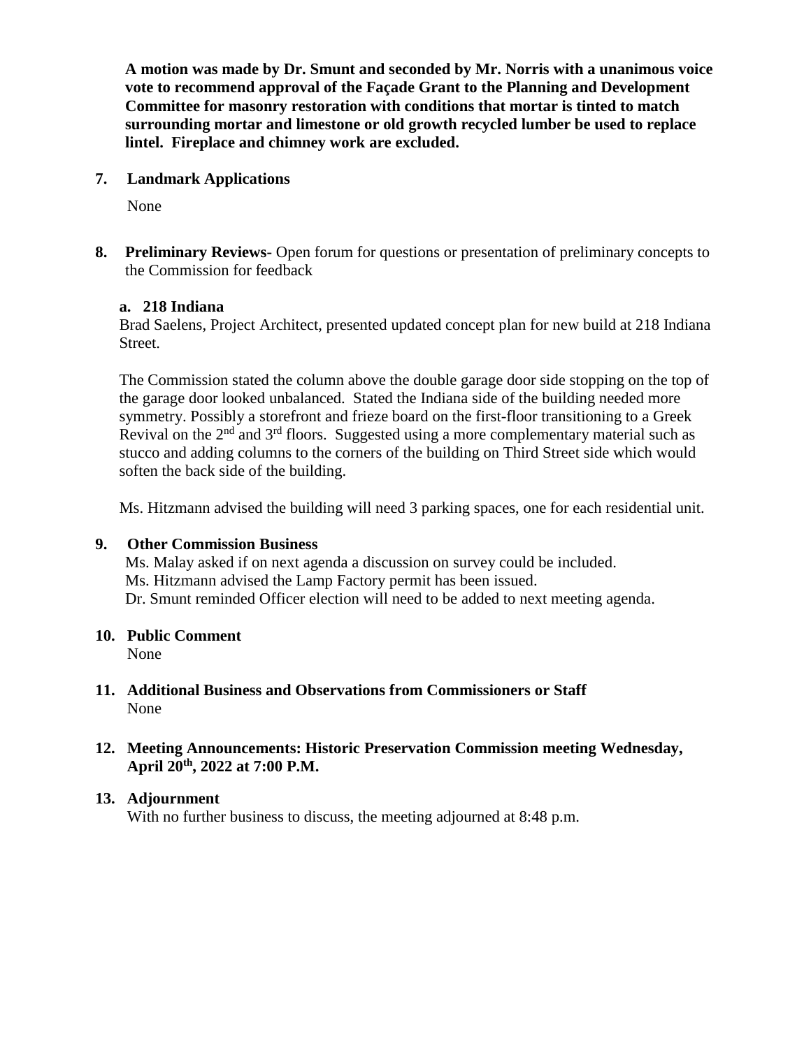**A motion was made by Dr. Smunt and seconded by Mr. Norris with a unanimous voice vote to recommend approval of the Façade Grant to the Planning and Development Committee for masonry restoration with conditions that mortar is tinted to match surrounding mortar and limestone or old growth recycled lumber be used to replace lintel. Fireplace and chimney work are excluded.**

**7. Landmark Applications**

None

**8. Preliminary Reviews-** Open forum for questions or presentation of preliminary concepts to the Commission for feedback

**a. 218 Indiana**

Brad Saelens, Project Architect, presented updated concept plan for new build at 218 Indiana Street.

The Commission stated the column above the double garage door side stopping on the top of the garage door looked unbalanced. Stated the Indiana side of the building needed more symmetry. Possibly a storefront and frieze board on the first-floor transitioning to a Greek Revival on the 2nd and 3rd floors. Suggested using a more complementary material such as stucco and adding columns to the corners of the building on Third Street side which would soften the back side of the building.

Ms. Hitzmann advised the building will need 3 parking spaces, one for each residential unit.

**9. Other Commission Business**

Ms. Malay asked if on next agenda a discussion on survey could be included.
Ms. Hitzmann advised the Lamp Factory permit has been issued.
Dr. Smunt reminded Officer election will need to be added to next meeting agenda.

**10. Public Comment**

None

**11. Additional Business and Observations from Commissioners or Staff**

None

**12. Meeting Announcements: Historic Preservation Commission meeting Wednesday, April 20th, 2022 at 7:00 P.M.**

**13. Adjournment**

With no further business to discuss, the meeting adjourned at 8:48 p.m.